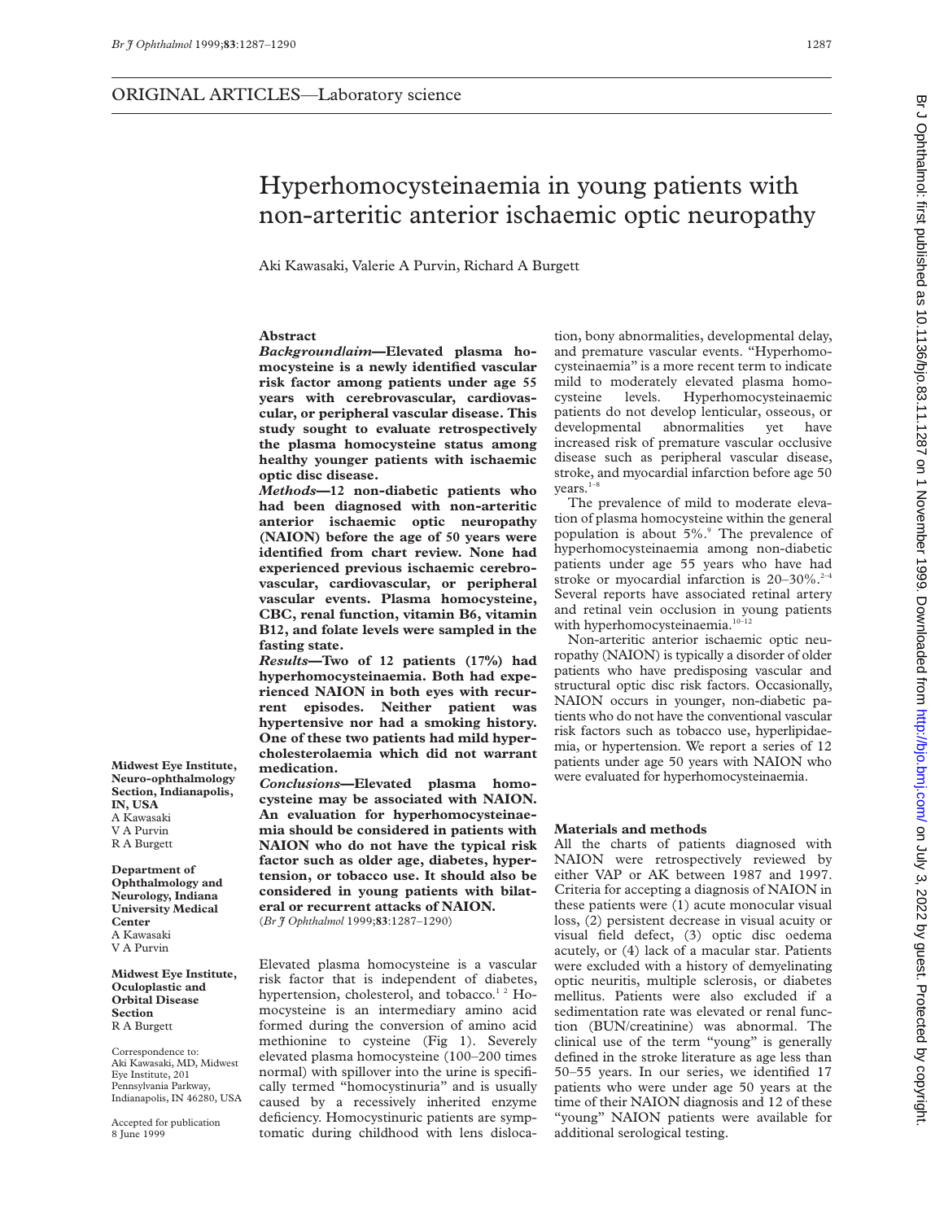ORIGINAL ARTICLES—Laboratory science

# Hyperhomocysteinaemia in young patients with non-arteritic anterior ischaemic optic neuropathy

Aki Kawasaki, Valerie A Purvin, Richard A Burgett

## Abstract

***Background/aim*—Elevated plasma homocysteine is a newly identified vascular risk factor among patients under age 55 years with cerebrovascular, cardiovascular, or peripheral vascular disease. This study sought to evaluate retrospectively the plasma homocysteine status among healthy younger patients with ischaemic optic disc disease.**

***Methods*—12 non-diabetic patients who had been diagnosed with non-arteritic anterior ischaemic optic neuropathy (NAION) before the age of 50 years were identified from chart review. None had experienced previous ischaemic cerebrovascular, cardiovascular, or peripheral vascular events. Plasma homocysteine, CBC, renal function, vitamin B6, vitamin B12, and folate levels were sampled in the fasting state.**

***Results*—Two of 12 patients (17%) had hyperhomocysteinaemia. Both had experienced NAION in both eyes with recurrent episodes. Neither patient was hypertensive nor had a smoking history. One of these two patients had mild hypercholesterolaemia which did not warrant medication.**

***Conclusions*—Elevated plasma homocysteine may be associated with NAION. An evaluation for hyperhomocysteinaemia should be considered in patients with NAION who do not have the typical risk factor such as older age, diabetes, hypertension, or tobacco use. It should also be considered in young patients with bilateral or recurrent attacks of NAION.**

(*Br J Ophthalmol* 1999;**83**:1287–1290)

**Midwest Eye Institute, Neuro-ophthalmology Section, Indianapolis, IN, USA**
A Kawasaki
V A Purvin
R A Burgett

**Department of Ophthalmology and Neurology, Indiana University Medical Center**
A Kawasaki
V A Purvin

**Midwest Eye Institute, Oculoplastic and Orbital Disease Section**
R A Burgett

Correspondence to: Aki Kawasaki, MD, Midwest Eye Institute, 201 Pennsylvania Parkway, Indianapolis, IN 46280, USA

Accepted for publication 8 June 1999

Elevated plasma homocysteine is a vascular risk factor that is independent of diabetes, hypertension, cholesterol, and tobacco.[1,2] Homocysteine is an intermediary amino acid formed during the conversion of amino acid methionine to cysteine (Fig 1). Severely elevated plasma homocysteine (100–200 times normal) with spillover into the urine is specifically termed "homocystinuria" and is usually caused by a recessively inherited enzyme deficiency. Homocystinuric patients are symptomatic during childhood with lens dislocation, bony abnormalities, developmental delay, and premature vascular events. "Hyperhomocysteinaemia" is a more recent term to indicate mild to moderately elevated plasma homocysteine levels. Hyperhomocysteinaemic patients do not develop lenticular, osseous, or developmental abnormalities yet have increased risk of premature vascular occlusive disease such as peripheral vascular disease, stroke, and myocardial infarction before age 50 years.[1–8]

The prevalence of mild to moderate elevation of plasma homocysteine within the general population is about 5%.[9] The prevalence of hyperhomocysteinaemia among non-diabetic patients under age 55 years who have had stroke or myocardial infarction is 20–30%.[2–4] Several reports have associated retinal artery and retinal vein occlusion in young patients with hyperhomocysteinaemia.[10–12]

Non-arteritic anterior ischaemic optic neuropathy (NAION) is typically a disorder of older patients who have predisposing vascular and structural optic disc risk factors. Occasionally, NAION occurs in younger, non-diabetic patients who do not have the conventional vascular risk factors such as tobacco use, hyperlipidaemia, or hypertension. We report a series of 12 patients under age 50 years with NAION who were evaluated for hyperhomocysteinaemia.

## Materials and methods

All the charts of patients diagnosed with NAION were retrospectively reviewed by either VAP or AK between 1987 and 1997. Criteria for accepting a diagnosis of NAION in these patients were (1) acute monocular visual loss, (2) persistent decrease in visual acuity or visual field defect, (3) optic disc oedema acutely, or (4) lack of a macular star. Patients were excluded with a history of demyelinating optic neuritis, multiple sclerosis, or diabetes mellitus. Patients were also excluded if a sedimentation rate was elevated or renal function (BUN/creatinine) was abnormal. The clinical use of the term "young" is generally defined in the stroke literature as age less than 50–55 years. In our series, we identified 17 patients who were under age 50 years at the time of their NAION diagnosis and 12 of these "young" NAION patients were available for additional serological testing.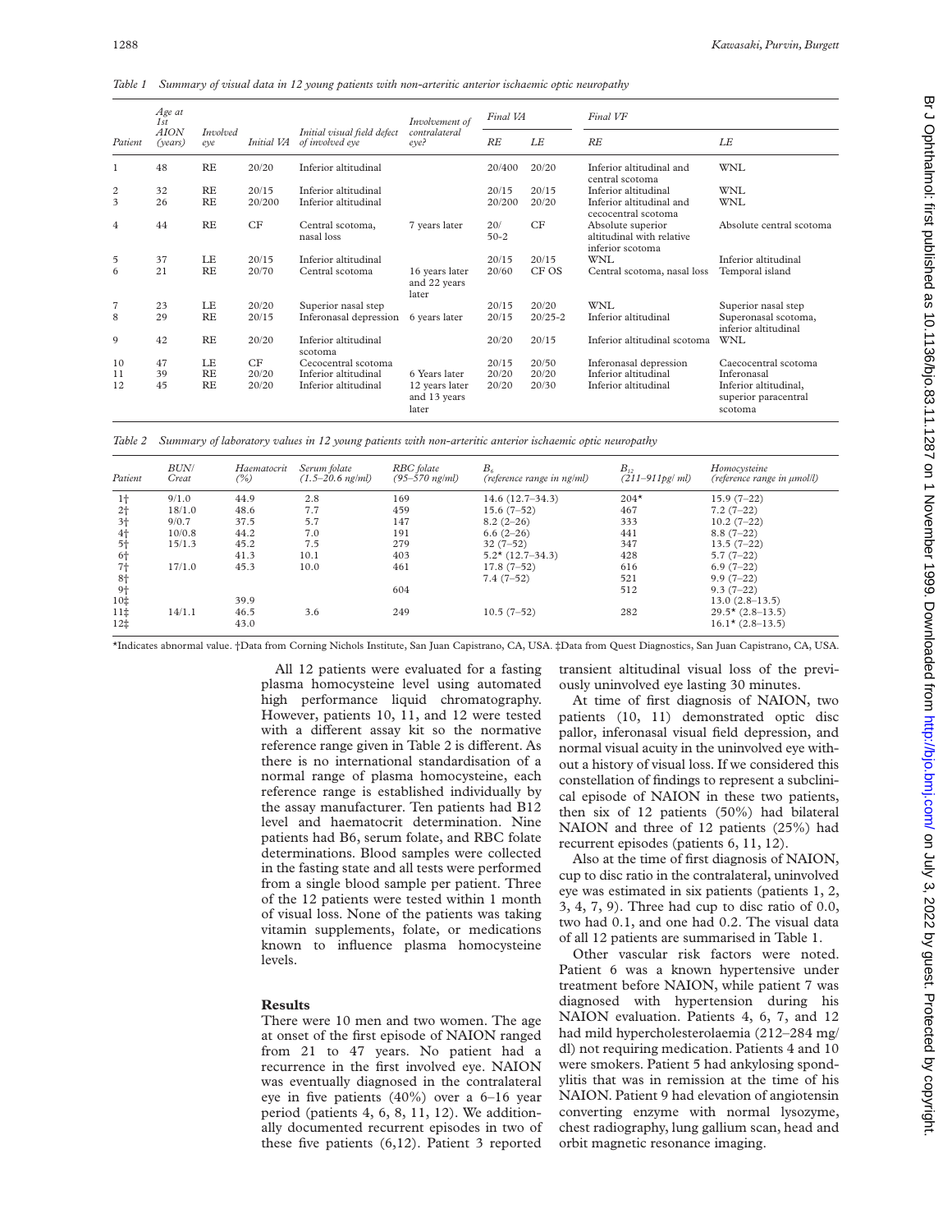*Table 1 Summary of visual data in 12 young patients with non-arteritic anterior ischaemic optic neuropathy*

| Patient | Age at 1st AION (years) | Involved eye | Initial VA | Initial visual field defect of involved eye | Involvement of contralateral eye? | Final VA | | Final VF | |
|---|---|---|---|---|---|---|---|---|---|
| | | | | | | RE | LE | RE | LE |
| 1 | 48 | RE | 20/20 | Inferior altitudinal | | 20/400 | 20/20 | Inferior altitudinal and central scotoma | WNL |
| 2 | 32 | RE | 20/15 | Inferior altitudinal | | 20/15 | 20/15 | Inferior altitudinal | WNL |
| 3 | 26 | RE | 20/200 | Inferior altitudinal | | 20/200 | 20/20 | Inferior altitudinal and cecocentral scotoma | WNL |
| 4 | 44 | RE | CF | Central scotoma, nasal loss | 7 years later | 20/50-2 | CF | Absolute superior altitudinal with relative inferior scotoma | Absolute central scotoma |
| 5 | 37 | LE | 20/15 | Inferior altitudinal | | 20/15 | 20/15 | WNL | Inferior altitudinal |
| 6 | 21 | RE | 20/70 | Central scotoma | 16 years later and 22 years later | 20/60 | CF OS | Central scotoma, nasal loss | Temporal island |
| 7 | 23 | LE | 20/20 | Superior nasal step | | 20/15 | 20/20 | WNL | Superior nasal step |
| 8 | 29 | RE | 20/15 | Inferonasal depression | 6 years later | 20/15 | 20/25-2 | Inferior altitudinal | Superonasal scotoma, inferior altitudinal |
| 9 | 42 | RE | 20/20 | Inferior altitudinal scotoma | | 20/20 | 20/15 | Inferior altitudinal scotoma | WNL |
| 10 | 47 | LE | CF | Cecocentral scotoma | | 20/15 | 20/50 | Inferonasal depression | Caecocentral scotoma |
| 11 | 39 | RE | 20/20 | Inferior altitudinal | 6 Years later | 20/20 | 20/20 | Inferior altitudinal | Inferonasal |
| 12 | 45 | RE | 20/20 | Inferior altitudinal | 12 years later and 13 years later | 20/20 | 20/30 | Inferior altitudinal | Inferior altitudinal, superior paracentral scotoma |

*Table 2 Summary of laboratory values in 12 young patients with non-arteritic anterior ischaemic optic neuropathy*

| Patient | BUN/ Creat | Haematocrit (%) | Serum folate (1.5–20.6 ng/ml) | RBC folate (95–570 ng/ml) | $B_6$ (reference range in ng/ml) | $B_{12}$ (211–911pg/ ml) | Homocysteine (reference range in µmol/l) |
|---|---|---|---|---|---|---|---|
| 1† | 9/1.0 | 44.9 | 2.8 | 169 | 14.6 (12.7–34.3) | 204* | 15.9 (7–22) |
| 2† | 18/1.0 | 48.6 | 7.7 | 459 | 15.6 (7–52) | 467 | 7.2 (7–22) |
| 3† | 9/0.7 | 37.5 | 5.7 | 147 | 8.2 (2–26) | 333 | 10.2 (7–22) |
| 4† | 10/0.8 | 44.2 | 7.0 | 191 | 6.6 (2–26) | 441 | 8.8 (7–22) |
| 5† | 15/1.3 | 45.2 | 7.5 | 279 | 32 (7–52) | 347 | 13.5 (7–22) |
| 6† | | 41.3 | 10.1 | 403 | 5.2* (12.7–34.3) | 428 | 5.7 (7–22) |
| 7† | 17/1.0 | 45.3 | 10.0 | 461 | 17.8 (7–52) | 616 | 6.9 (7–22) |
| 8† | | | | | 7.4 (7–52) | 521 | 9.9 (7–22) |
| 9† | | | | 604 | | 512 | 9.3 (7–22) |
| 10‡ | | 39.9 | | | | | 13.0 (2.8–13.5) |
| 11‡ | 14/1.1 | 46.5 | 3.6 | 249 | 10.5 (7–52) | 282 | 29.5* (2.8–13.5) |
| 12‡ | | 43.0 | | | | | 16.1* (2.8–13.5) |

*Indicates abnormal value. †Data from Corning Nichols Institute, San Juan Capistrano, CA, USA. ‡Data from Quest Diagnostics, San Juan Capistrano, CA, USA.

All 12 patients were evaluated for a fasting plasma homocysteine level using automated high performance liquid chromatography. However, patients 10, 11, and 12 were tested with a different assay kit so the normative reference range given in Table 2 is different. As there is no international standardisation of a normal range of plasma homocysteine, each reference range is established individually by the assay manufacturer. Ten patients had B12 level and haematocrit determination. Nine patients had B6, serum folate, and RBC folate determinations. Blood samples were collected in the fasting state and all tests were performed from a single blood sample per patient. Three of the 12 patients were tested within 1 month of visual loss. None of the patients was taking vitamin supplements, folate, or medications known to influence plasma homocysteine levels.

## Results

There were 10 men and two women. The age at onset of the first episode of NAION ranged from 21 to 47 years. No patient had a recurrence in the first involved eye. NAION was eventually diagnosed in the contralateral eye in five patients (40%) over a 6–16 year period (patients 4, 6, 8, 11, 12). We additionally documented recurrent episodes in two of these five patients (6,12). Patient 3 reported transient altitudinal visual loss of the previously uninvolved eye lasting 30 minutes.

At time of first diagnosis of NAION, two patients (10, 11) demonstrated optic disc pallor, inferonasal visual field depression, and normal visual acuity in the uninvolved eye without a history of visual loss. If we considered this constellation of findings to represent a subclinical episode of NAION in these two patients, then six of 12 patients (50%) had bilateral NAION and three of 12 patients (25%) had recurrent episodes (patients 6, 11, 12).

Also at the time of first diagnosis of NAION, cup to disc ratio in the contralateral, uninvolved eye was estimated in six patients (patients 1, 2, 3, 4, 7, 9). Three had cup to disc ratio of 0.0, two had 0.1, and one had 0.2. The visual data of all 12 patients are summarised in Table 1.

Other vascular risk factors were noted. Patient 6 was a known hypertensive under treatment before NAION, while patient 7 was diagnosed with hypertension during his NAION evaluation. Patients 4, 6, 7, and 12 had mild hypercholesterolaemia (212–284 mg/dl) not requiring medication. Patients 4 and 10 were smokers. Patient 5 had ankylosing spondylitis that was in remission at the time of his NAION. Patient 9 had elevation of angiotensin converting enzyme with normal lysozyme, chest radiography, lung gallium scan, head and orbit magnetic resonance imaging.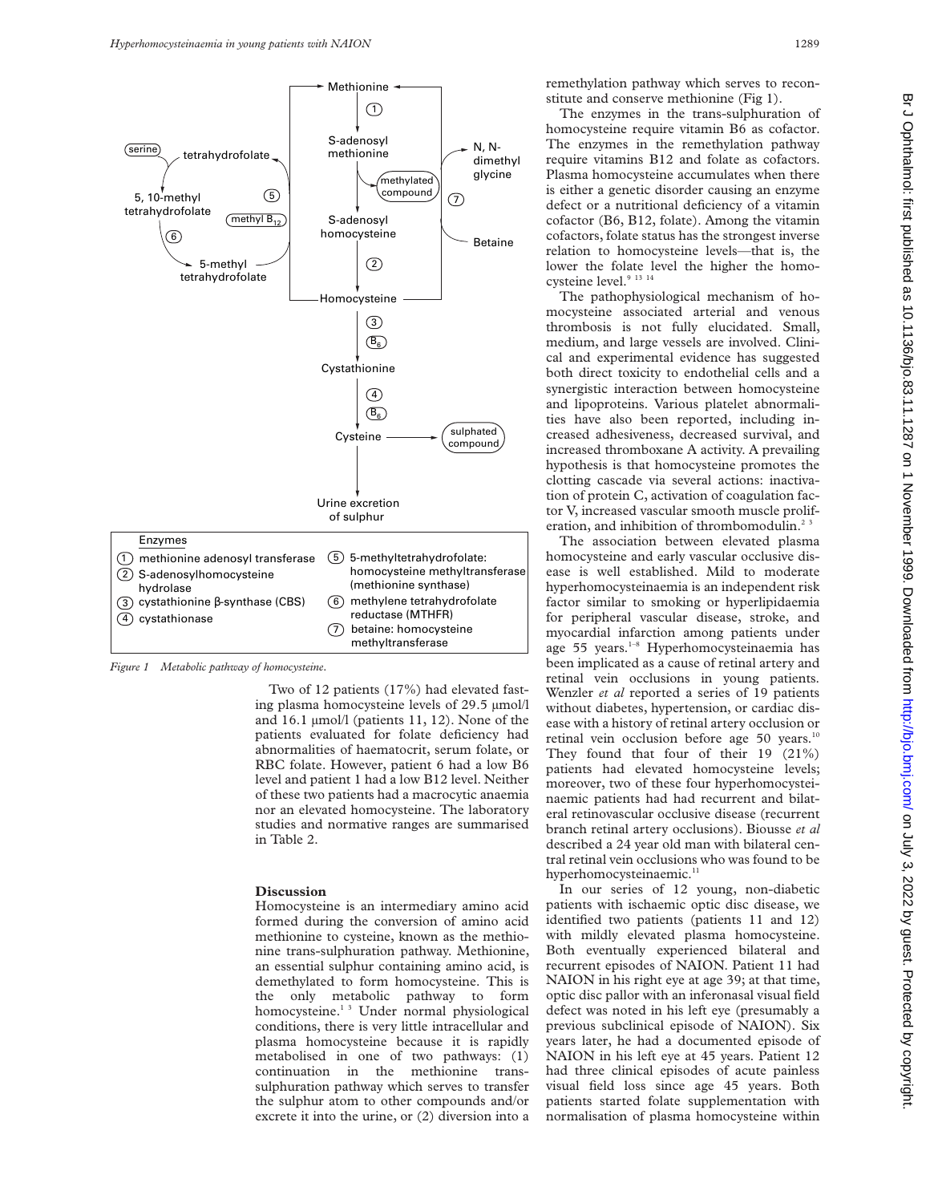Enzymes

1. methionine adenosyl transferase
2. S-adenosylhomocysteine hydrolase
3. cystathionine β-synthase (CBS)
4. cystathionase
5. 5-methyltetrahydrofolate: homocysteine methyltransferase (methionine synthase)
6. methylene tetrahydrofolate reductase (MTHFR)
7. betaine: homocysteine methyltransferase

*Figure 1 Metabolic pathway of homocysteine.*

Two of 12 patients (17%) had elevated fasting plasma homocysteine levels of 29.5 μmol/l and 16.1 μmol/l (patients 11, 12). None of the patients evaluated for folate deficiency had abnormalities of haematocrit, serum folate, or RBC folate. However, patient 6 had a low B6 level and patient 1 had a low B12 level. Neither of these two patients had a macrocytic anaemia nor an elevated homocysteine. The laboratory studies and normative ranges are summarised in Table 2.

## Discussion

Homocysteine is an intermediary amino acid formed during the conversion of amino acid methionine to cysteine, known as the methionine trans-sulphuration pathway. Methionine, an essential sulphur containing amino acid, is demethylated to form homocysteine. This is the only metabolic pathway to form homocysteine.[1 3] Under normal physiological conditions, there is very little intracellular and plasma homocysteine because it is rapidly metabolised in one of two pathways: (1) continuation in the methionine trans-sulphuration pathway which serves to transfer the sulphur atom to other compounds and/or excrete it into the urine, or (2) diversion into a remethylation pathway which serves to reconstitute and conserve methionine (Fig 1).

The enzymes in the trans-sulphuration of homocysteine require vitamin B6 as cofactor. The enzymes in the remethylation pathway require vitamins B12 and folate as cofactors. Plasma homocysteine accumulates when there is either a genetic disorder causing an enzyme defect or a nutritional deficiency of a vitamin cofactor (B6, B12, folate). Among the vitamin cofactors, folate status has the strongest inverse relation to homocysteine levels—that is, the lower the folate level the higher the homocysteine level.[9 13 14]

The pathophysiological mechanism of homocysteine associated arterial and venous thrombosis is not fully elucidated. Small, medium, and large vessels are involved. Clinical and experimental evidence has suggested both direct toxicity to endothelial cells and a synergistic interaction between homocysteine and lipoproteins. Various platelet abnormalities have also been reported, including increased adhesiveness, decreased survival, and increased thromboxane A activity. A prevailing hypothesis is that homocysteine promotes the clotting cascade via several actions: inactivation of protein C, activation of coagulation factor V, increased vascular smooth muscle proliferation, and inhibition of thrombomodulin.[2 3]

The association between elevated plasma homocysteine and early vascular occlusive disease is well established. Mild to moderate hyperhomocysteinaemia is an independent risk factor similar to smoking or hyperlipidaemia for peripheral vascular disease, stroke, and myocardial infarction among patients under age 55 years.[1–8] Hyperhomocysteinaemia has been implicated as a cause of retinal artery and retinal vein occlusions in young patients. Wenzler *et al* reported a series of 19 patients without diabetes, hypertension, or cardiac disease with a history of retinal artery occlusion or retinal vein occlusion before age 50 years.[10] They found that four of their 19 (21%) patients had elevated homocysteine levels; moreover, two of these four hyperhomocysteinaemic patients had had recurrent and bilateral retinovascular occlusive disease (recurrent branch retinal artery occlusions). Biousse *et al* described a 24 year old man with bilateral central retinal vein occlusions who was found to be hyperhomocysteinaemic.[11]

In our series of 12 young, non-diabetic patients with ischaemic optic disc disease, we identified two patients (patients 11 and 12) with mildly elevated plasma homocysteine. Both eventually experienced bilateral and recurrent episodes of NAION. Patient 11 had NAION in his right eye at age 39; at that time, optic disc pallor with an inferonasal visual field defect was noted in his left eye (presumably a previous subclinical episode of NAION). Six years later, he had a documented episode of NAION in his left eye at 45 years. Patient 12 had three clinical episodes of acute painless visual field loss since age 45 years. Both patients started folate supplementation with normalisation of plasma homocysteine within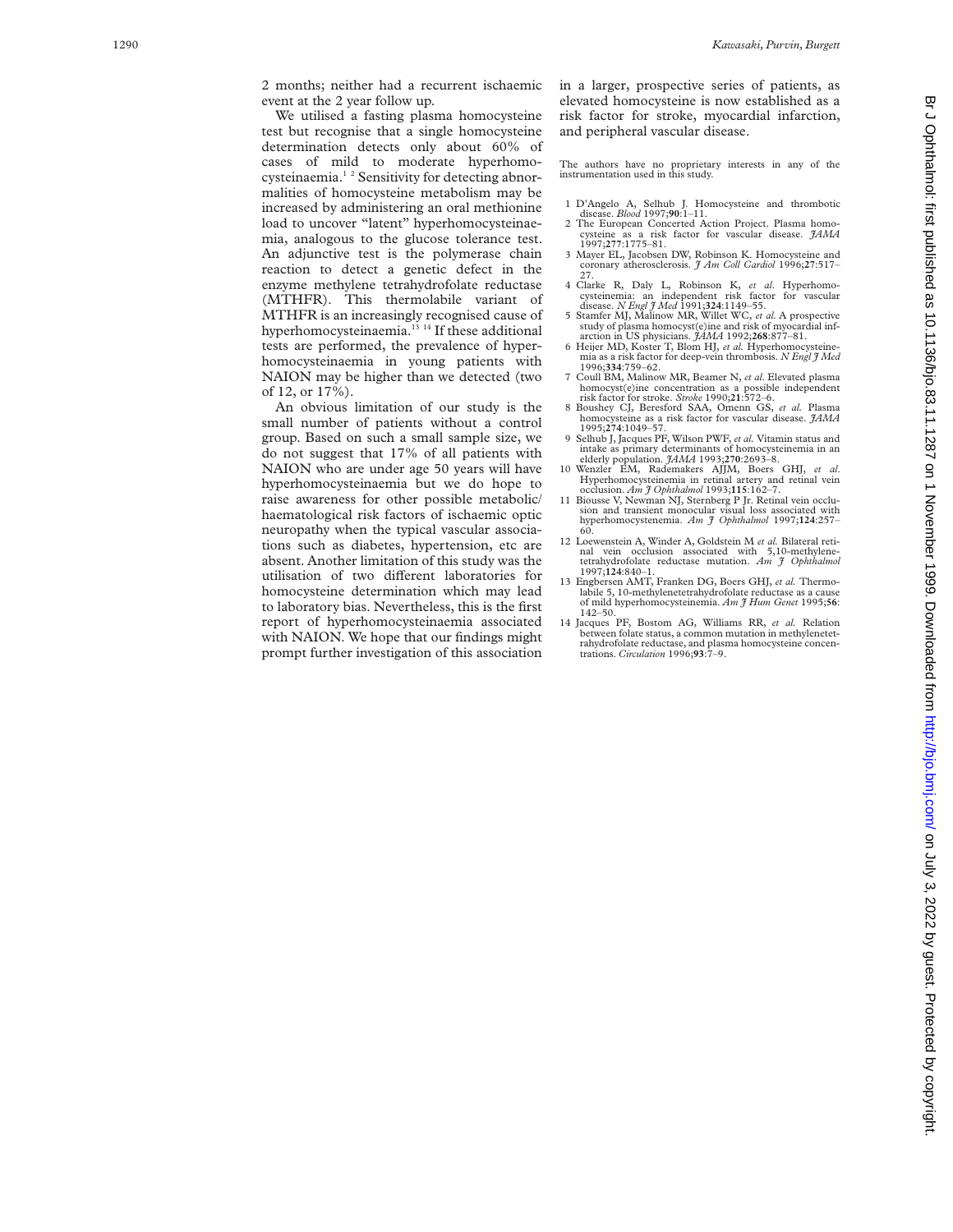2 months; neither had a recurrent ischaemic event at the 2 year follow up.

We utilised a fasting plasma homocysteine test but recognise that a single homocysteine determination detects only about 60% of cases of mild to moderate hyperhomocysteinaemia.[1 2] Sensitivity for detecting abnormalities of homocysteine metabolism may be increased by administering an oral methionine load to uncover "latent" hyperhomocysteinaemia, analogous to the glucose tolerance test. An adjunctive test is the polymerase chain reaction to detect a genetic defect in the enzyme methylene tetrahydrofolate reductase (MTHFR). This thermolabile variant of MTHFR is an increasingly recognised cause of hyperhomocysteinaemia.[13 14] If these additional tests are performed, the prevalence of hyperhomocysteinaemia in young patients with NAION may be higher than we detected (two of 12, or 17%).

An obvious limitation of our study is the small number of patients without a control group. Based on such a small sample size, we do not suggest that 17% of all patients with NAION who are under age 50 years will have hyperhomocysteinaemia but we do hope to raise awareness for other possible metabolic/haematological risk factors of ischaemic optic neuropathy when the typical vascular associations such as diabetes, hypertension, etc are absent. Another limitation of this study was the utilisation of two different laboratories for homocysteine determination which may lead to laboratory bias. Nevertheless, this is the first report of hyperhomocysteinaemia associated with NAION. We hope that our findings might prompt further investigation of this association in a larger, prospective series of patients, as elevated homocysteine is now established as a risk factor for stroke, myocardial infarction, and peripheral vascular disease.

The authors have no proprietary interests in any of the instrumentation used in this study.

1 D'Angelo A, Selhub J. Homocysteine and thrombotic disease. *Blood* 1997;**90**:1–11.
2 The European Concerted Action Project. Plasma homocysteine as a risk factor for vascular disease. *JAMA* 1997;**277**:1775–81.
3 Mayer EL, Jacobsen DW, Robinson K. Homocysteine and coronary atherosclerosis. *J Am Coll Cardiol* 1996;**27**:517–27.
4 Clarke R, Daly L, Robinson K, *et al*. Hyperhomocysteinemia: an independent risk factor for vascular disease. *N Engl J Med* 1991;**324**:1149–55.
5 Stamfer MJ, Malinow MR, Willet WC, *et al*. A prospective study of plasma homocyst(e)ine and risk of myocardial infarction in US physicians. *JAMA* 1992;**268**:877–81.
6 Heijer MD, Koster T, Blom HJ, *et al*. Hyperhomocysteinemia as a risk factor for deep-vein thrombosis. *N Engl J Med* 1996;**334**:759–62.
7 Coull BM, Malinow MR, Beamer N, *et al*. Elevated plasma homocyst(e)ine concentration as a possible independent risk factor for stroke. *Stroke* 1990;**21**:572–6.
8 Boushey CJ, Beresford SAA, Omenn GS, *et al*. Plasma homocysteine as a risk factor for vascular disease. *JAMA* 1995;**274**:1049–57.
9 Selhub J, Jacques PF, Wilson PWF, *et al*. Vitamin status and intake as primary determinants of homocysteinemia in an elderly population. *JAMA* 1993;**270**:2693–8.
10 Wenzler EM, Rademakers AJJM, Boers GHJ, *et al*. Hyperhomocysteinemia in retinal artery and retinal vein occlusion. *Am J Ophthalmol* 1993;**115**:162–7.
11 Biousse V, Newman NJ, Sternberg P Jr. Retinal vein occlusion and transient monocular visual loss associated with hyperhomocystenemia. *Am J Ophthalmol* 1997;**124**:257–60.
12 Loewenstein A, Winder A, Goldstein M *et al*. Bilateral retinal vein occlusion associated with 5,10-methylenetetrahydrofolate reductase mutation. *Am J Ophthalmol* 1997;**124**:840–1.
13 Engbersen AMT, Franken DG, Boers GHJ, *et al*. Thermolabile 5, 10-methylenetetrahydrofolate reductase as a cause of mild hyperhomocysteinemia. *Am J Hum Genet* 1995;**56**:142–50.
14 Jacques PF, Bostom AG, Williams RR, *et al*. Relation between folate status, a common mutation in methylenetetrahydrofolate reductase, and plasma homocysteine concentrations. *Circulation* 1996;**93**:7–9.